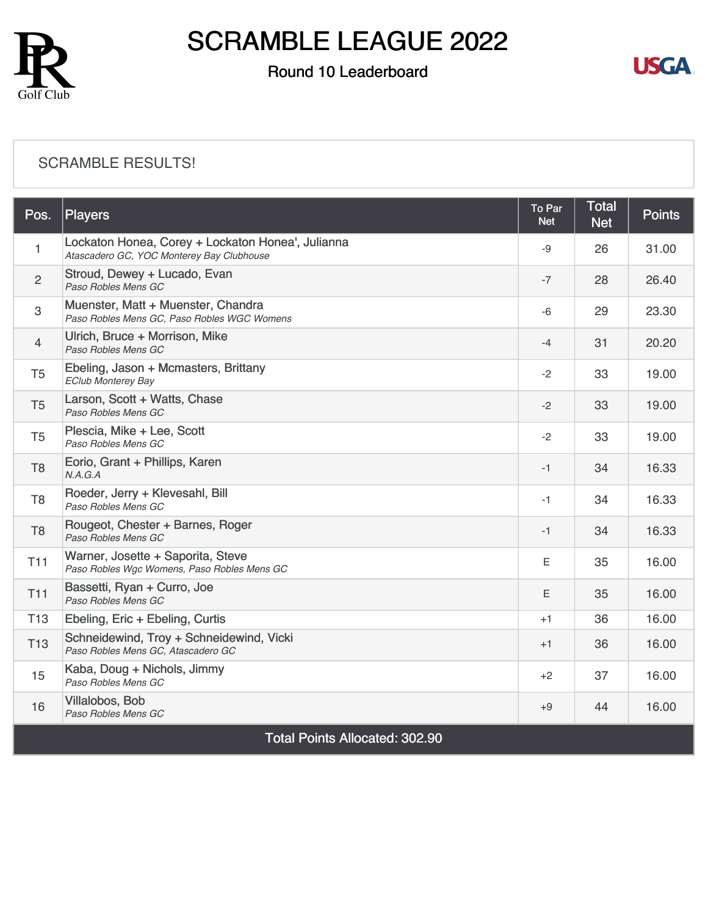# SCRAMBLE LEAGUE 2022

Round 10 Leaderboard

SCRAMBLE RESULTS!

| Pos. | Players | To Par Net | Total Net | Points |
|---|---|---|---|---|
| 1 | Lockaton Honea, Corey + Lockaton Honea', Julianna<br>*Atascadero GC, YOC Monterey Bay Clubhouse* | -9 | 26 | 31.00 |
| 2 | Stroud, Dewey + Lucado, Evan<br>*Paso Robles Mens GC* | -7 | 28 | 26.40 |
| 3 | Muenster, Matt + Muenster, Chandra<br>*Paso Robles Mens GC, Paso Robles WGC Womens* | -6 | 29 | 23.30 |
| 4 | Ulrich, Bruce + Morrison, Mike<br>*Paso Robles Mens GC* | -4 | 31 | 20.20 |
| T5 | Ebeling, Jason + Mcmasters, Brittany<br>*EClub Monterey Bay* | -2 | 33 | 19.00 |
| T5 | Larson, Scott + Watts, Chase<br>*Paso Robles Mens GC* | -2 | 33 | 19.00 |
| T5 | Plescia, Mike + Lee, Scott<br>*Paso Robles Mens GC* | -2 | 33 | 19.00 |
| T8 | Eorio, Grant + Phillips, Karen<br>*N.A.G.A* | -1 | 34 | 16.33 |
| T8 | Roeder, Jerry + Klevesahl, Bill<br>*Paso Robles Mens GC* | -1 | 34 | 16.33 |
| T8 | Rougeot, Chester + Barnes, Roger<br>*Paso Robles Mens GC* | -1 | 34 | 16.33 |
| T11 | Warner, Josette + Saporita, Steve<br>*Paso Robles Wgc Womens, Paso Robles Mens GC* | E | 35 | 16.00 |
| T11 | Bassetti, Ryan + Curro, Joe<br>*Paso Robles Mens GC* | E | 35 | 16.00 |
| T13 | Ebeling, Eric + Ebeling, Curtis | +1 | 36 | 16.00 |
| T13 | Schneidewind, Troy + Schneidewind, Vicki<br>*Paso Robles Mens GC, Atascadero GC* | +1 | 36 | 16.00 |
| 15 | Kaba, Doug + Nichols, Jimmy<br>*Paso Robles Mens GC* | +2 | 37 | 16.00 |
| 16 | Villalobos, Bob<br>*Paso Robles Mens GC* | +9 | 44 | 16.00 |

Total Points Allocated: 302.90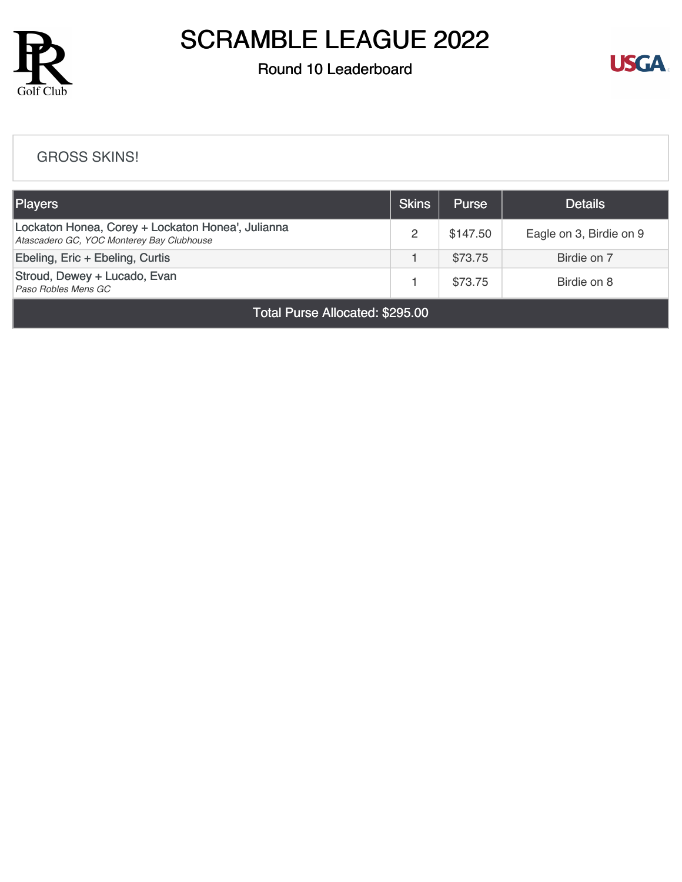# SCRAMBLE LEAGUE 2022

## Round 10 Leaderboard

GROSS SKINS!

| Players | Skins | Purse | Details |
|---|---|---|---|
| Lockaton Honea, Corey + Lockaton Honea', Julianna *Atascadero GC, YOC Monterey Bay Clubhouse* | 2 | $147.50 | Eagle on 3, Birdie on 9 |
| Ebeling, Eric + Ebeling, Curtis | 1 | $73.75 | Birdie on 7 |
| Stroud, Dewey + Lucado, Evan *Paso Robles Mens GC* | 1 | $73.75 | Birdie on 8 |
| Total Purse Allocated: $295.00 | | | |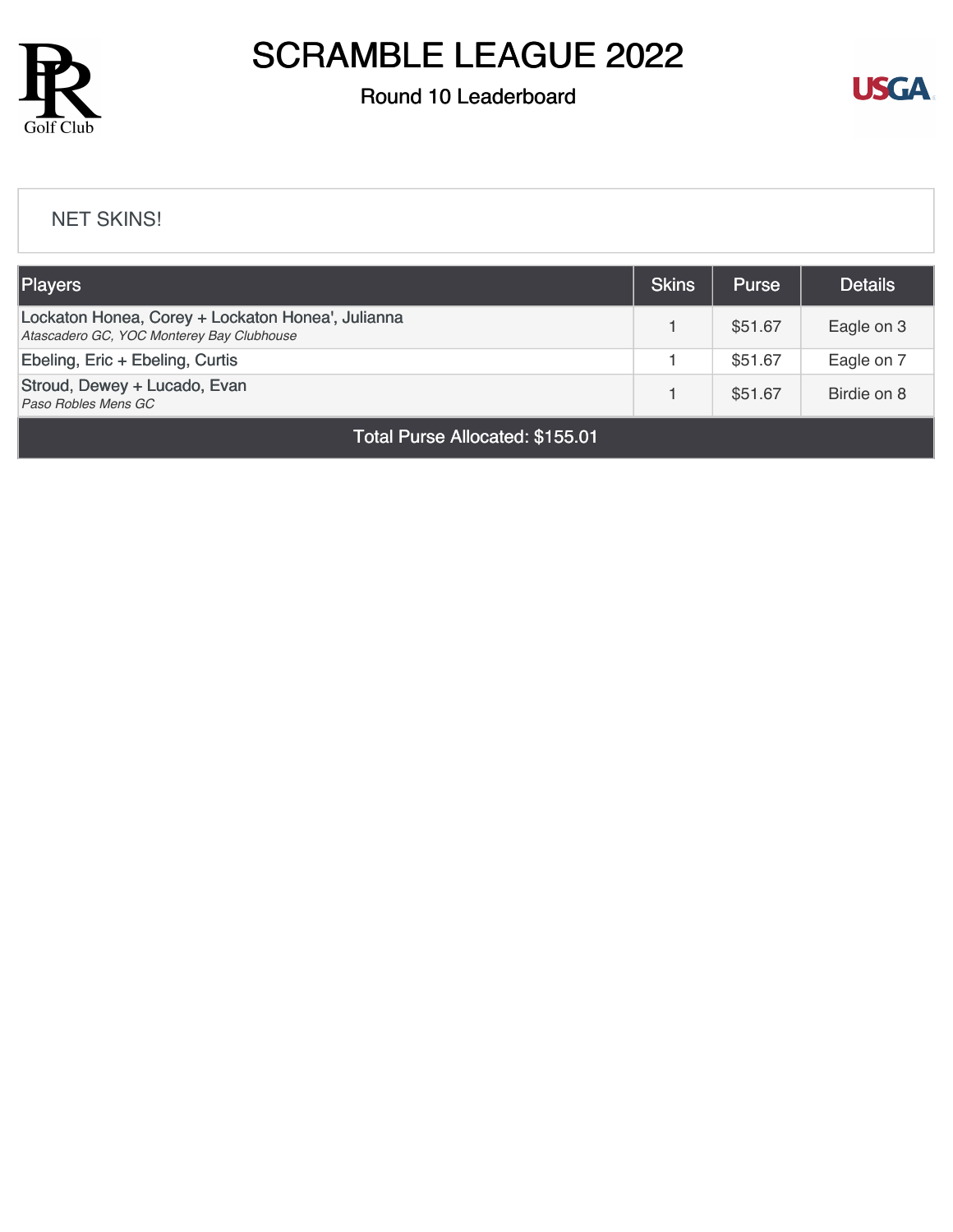# SCRAMBLE LEAGUE 2022

## Round 10 Leaderboard

NET SKINS!

| Players | Skins | Purse | Details |
|---|---|---|---|
| Lockaton Honea, Corey + Lockaton Honea', Julianna<br>*Atascadero GC, YOC Monterey Bay Clubhouse* | 1 | $51.67 | Eagle on 3 |
| Ebeling, Eric + Ebeling, Curtis | 1 | $51.67 | Eagle on 7 |
| Stroud, Dewey + Lucado, Evan<br>*Paso Robles Mens GC* | 1 | $51.67 | Birdie on 8 |
| Total Purse Allocated: $155.01 | | | |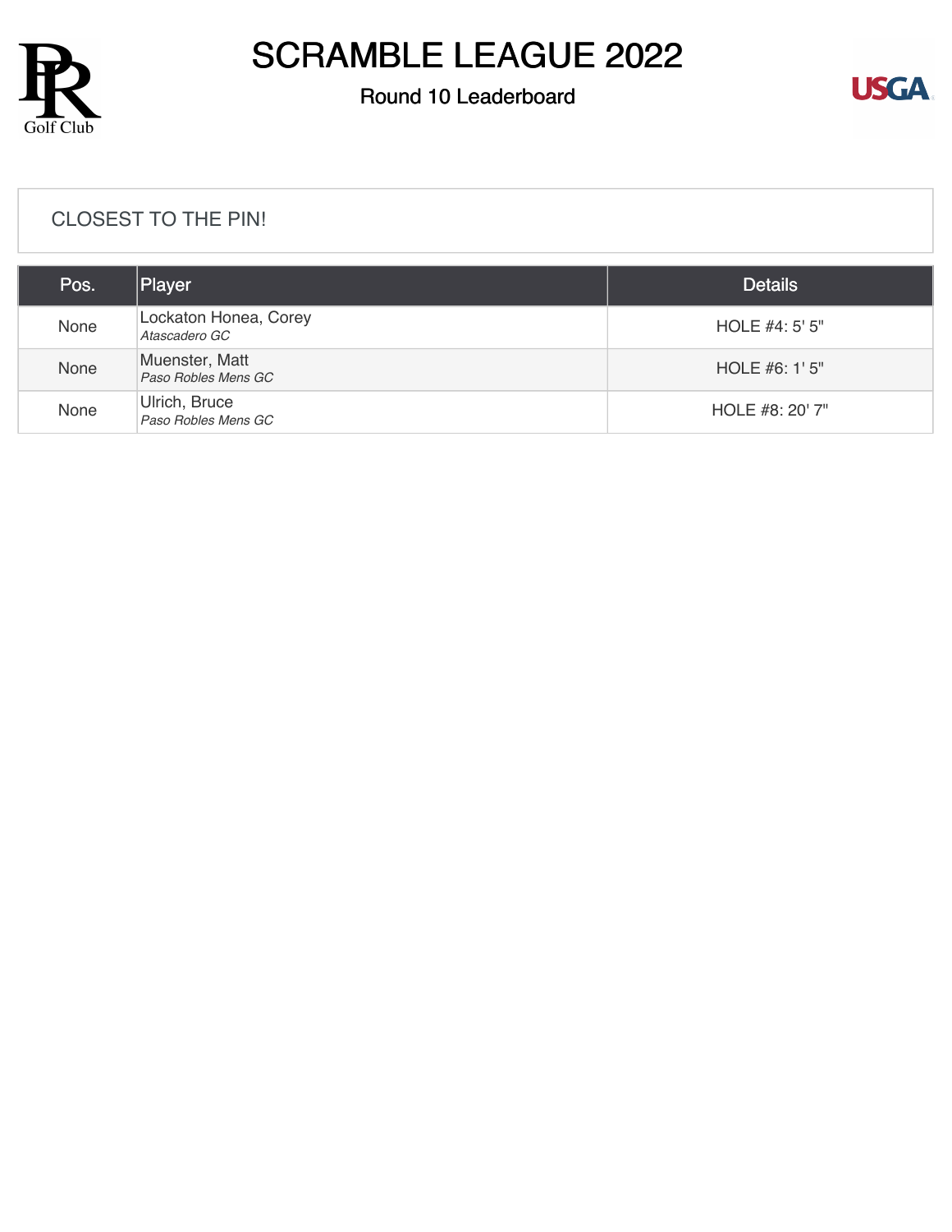# SCRAMBLE LEAGUE 2022

Round 10 Leaderboard

## CLOSEST TO THE PIN!

| Pos. | Player | Details |
| --- | --- | --- |
| None | Lockaton Honea, Corey<br>*Atascadero GC* | HOLE #4: 5' 5" |
| None | Muenster, Matt<br>*Paso Robles Mens GC* | HOLE #6: 1' 5" |
| None | Ulrich, Bruce<br>*Paso Robles Mens GC* | HOLE #8: 20' 7" |